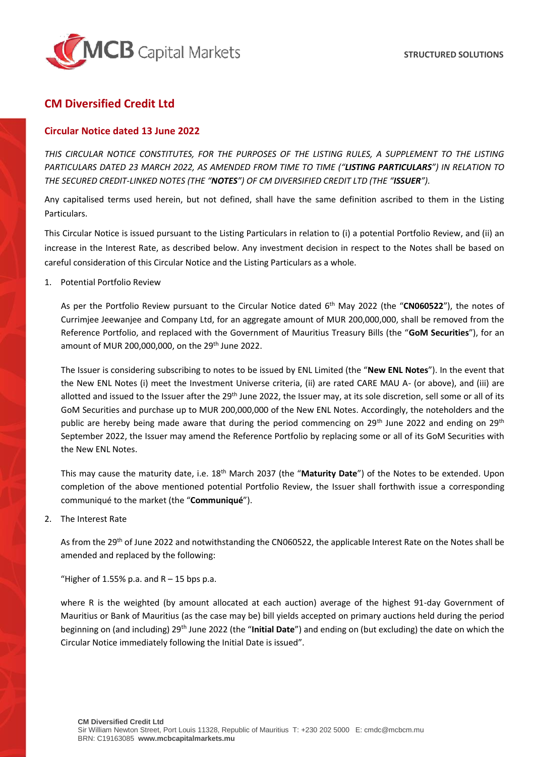**STRUCTURED SOLUTIONS**

# CM Diversified Credit Ltd

## Circular Notice dated 13 June 2022

*THIS CIRCULAR NOTICE CONSTITUTES, FOR THE PURPOSES OF THE LISTING RULES, A SUPPLEMENT TO THE LISTING PARTICULARS DATED 23 MARCH 2022, AS AMENDED FROM TIME TO TIME ("**LISTING PARTICULARS**") IN RELATION TO THE SECURED CREDIT-LINKED NOTES (THE "**NOTES**") OF CM DIVERSIFIED CREDIT LTD (THE "**ISSUER**").*

Any capitalised terms used herein, but not defined, shall have the same definition ascribed to them in the Listing Particulars.

This Circular Notice is issued pursuant to the Listing Particulars in relation to (i) a potential Portfolio Review, and (ii) an increase in the Interest Rate, as described below. Any investment decision in respect to the Notes shall be based on careful consideration of this Circular Notice and the Listing Particulars as a whole.

1. Potential Portfolio Review

   As per the Portfolio Review pursuant to the Circular Notice dated 6th May 2022 (the "**CN060522**"), the notes of Currimjee Jeewanjee and Company Ltd, for an aggregate amount of MUR 200,000,000, shall be removed from the Reference Portfolio, and replaced with the Government of Mauritius Treasury Bills (the "**GoM Securities**"), for an amount of MUR 200,000,000, on the 29th June 2022.

   The Issuer is considering subscribing to notes to be issued by ENL Limited (the "**New ENL Notes**"). In the event that the New ENL Notes (i) meet the Investment Universe criteria, (ii) are rated CARE MAU A- (or above), and (iii) are allotted and issued to the Issuer after the 29th June 2022, the Issuer may, at its sole discretion, sell some or all of its GoM Securities and purchase up to MUR 200,000,000 of the New ENL Notes. Accordingly, the noteholders and the public are hereby being made aware that during the period commencing on 29th June 2022 and ending on 29th September 2022, the Issuer may amend the Reference Portfolio by replacing some or all of its GoM Securities with the New ENL Notes.

   This may cause the maturity date, i.e. 18th March 2037 (the "**Maturity Date**") of the Notes to be extended. Upon completion of the above mentioned potential Portfolio Review, the Issuer shall forthwith issue a corresponding communiqué to the market (the "**Communiqué**").

2. The Interest Rate

   As from the 29th of June 2022 and notwithstanding the CN060522, the applicable Interest Rate on the Notes shall be amended and replaced by the following:

   "Higher of 1.55% p.a. and R – 15 bps p.a.

   where R is the weighted (by amount allocated at each auction) average of the highest 91-day Government of Mauritius or Bank of Mauritius (as the case may be) bill yields accepted on primary auctions held during the period beginning on (and including) 29th June 2022 (the "**Initial Date**") and ending on (but excluding) the date on which the Circular Notice immediately following the Initial Date is issued".

**CM Diversified Credit Ltd**
Sir William Newton Street, Port Louis 11328, Republic of Mauritius T: +230 202 5000 E: cmdc@mcbcm.mu
BRN: C19163085 **www.mcbcapitalmarkets.mu**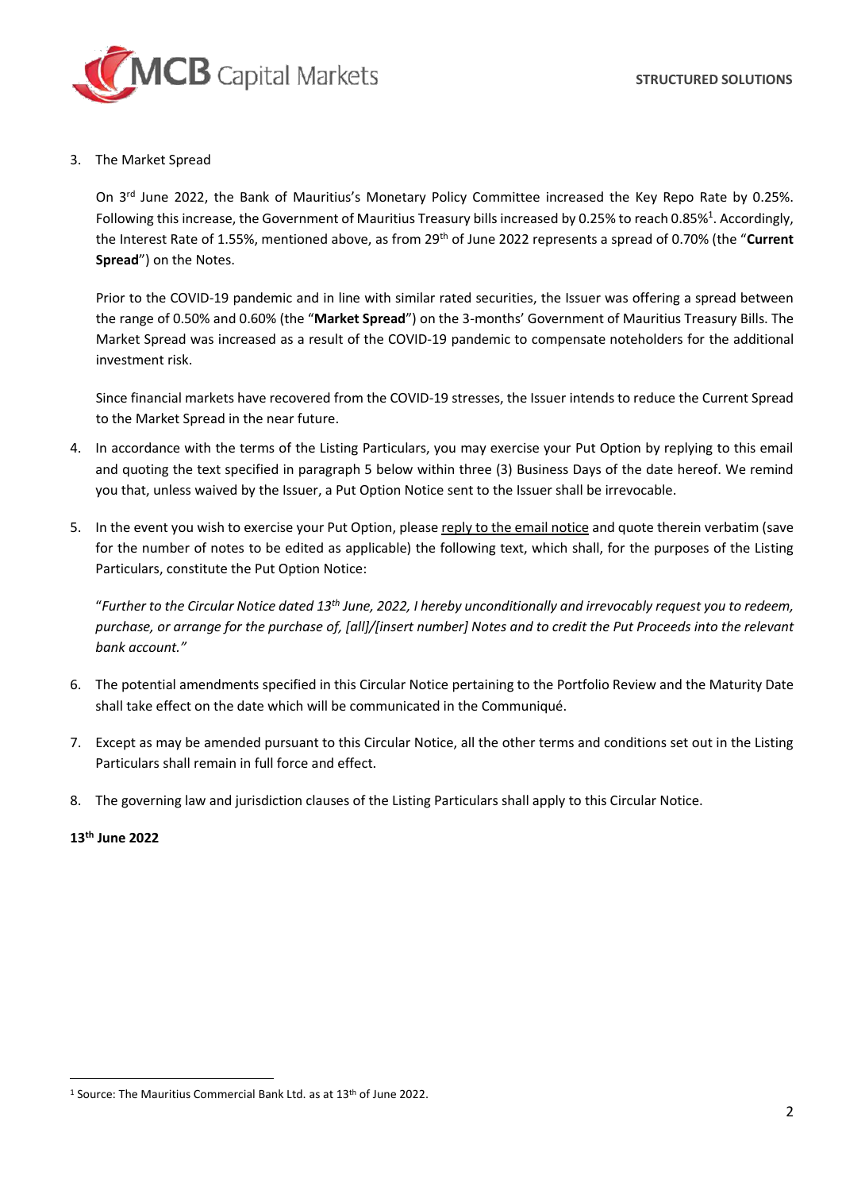3. The Market Spread

   On 3rd June 2022, the Bank of Mauritius's Monetary Policy Committee increased the Key Repo Rate by 0.25%. Following this increase, the Government of Mauritius Treasury bills increased by 0.25% to reach 0.85%[1]. Accordingly, the Interest Rate of 1.55%, mentioned above, as from 29th of June 2022 represents a spread of 0.70% (the "**Current Spread**") on the Notes.

   Prior to the COVID-19 pandemic and in line with similar rated securities, the Issuer was offering a spread between the range of 0.50% and 0.60% (the "**Market Spread**") on the 3-months' Government of Mauritius Treasury Bills. The Market Spread was increased as a result of the COVID-19 pandemic to compensate noteholders for the additional investment risk.

   Since financial markets have recovered from the COVID-19 stresses, the Issuer intends to reduce the Current Spread to the Market Spread in the near future.

4. In accordance with the terms of the Listing Particulars, you may exercise your Put Option by replying to this email and quoting the text specified in paragraph 5 below within three (3) Business Days of the date hereof. We remind you that, unless waived by the Issuer, a Put Option Notice sent to the Issuer shall be irrevocable.

5. In the event you wish to exercise your Put Option, please reply to the email notice and quote therein verbatim (save for the number of notes to be edited as applicable) the following text, which shall, for the purposes of the Listing Particulars, constitute the Put Option Notice:

   "*Further to the Circular Notice dated 13th June, 2022, I hereby unconditionally and irrevocably request you to redeem, purchase, or arrange for the purchase of, [all]/[insert number] Notes and to credit the Put Proceeds into the relevant bank account.*"

6. The potential amendments specified in this Circular Notice pertaining to the Portfolio Review and the Maturity Date shall take effect on the date which will be communicated in the Communiqué.

7. Except as may be amended pursuant to this Circular Notice, all the other terms and conditions set out in the Listing Particulars shall remain in full force and effect.

8. The governing law and jurisdiction clauses of the Listing Particulars shall apply to this Circular Notice.

**13th June 2022**

[1] Source: The Mauritius Commercial Bank Ltd. as at 13th of June 2022.